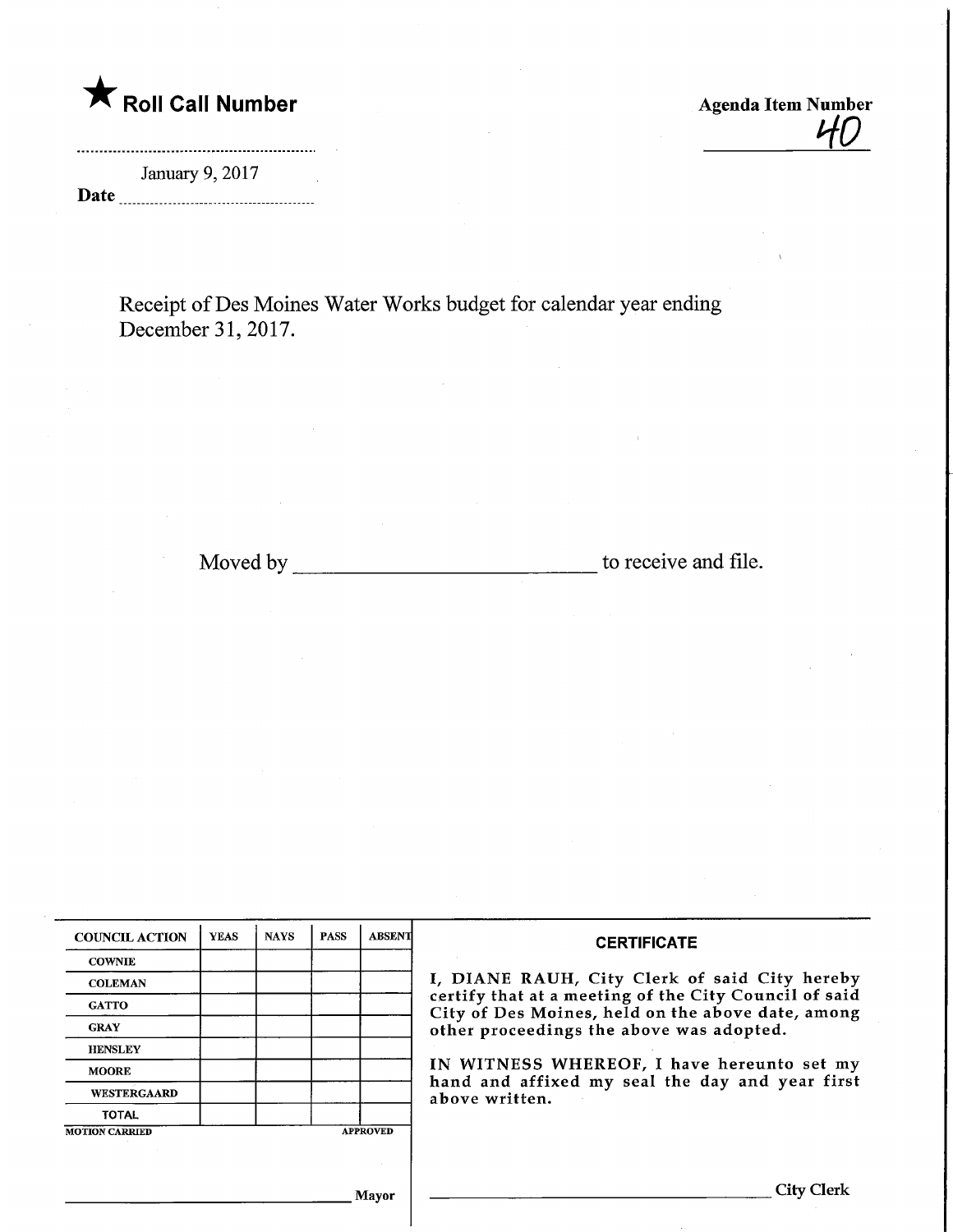★ **Roll Call Number**

**Agenda Item Number**
40

Date January 9, 2017

Receipt of Des Moines Water Works budget for calendar year ending December 31, 2017.

Moved by ____________________________ to receive and file.

| COUNCIL ACTION | YEAS | NAYS | PASS | ABSENT |
|---|---|---|---|---|
| COWNIE | | | | |
| COLEMAN | | | | |
| GATTO | | | | |
| GRAY | | | | |
| HENSLEY | | | | |
| MOORE | | | | |
| WESTERGAARD | | | | |
| TOTAL | | | | |

MOTION CARRIED APPROVED

______________________________ Mayor

**CERTIFICATE**

I, DIANE RAUH, City Clerk of said City hereby certify that at a meeting of the City Council of said City of Des Moines, held on the above date, among other proceedings the above was adopted.

IN WITNESS WHEREOF, I have hereunto set my hand and affixed my seal the day and year first above written.

______________________________ City Clerk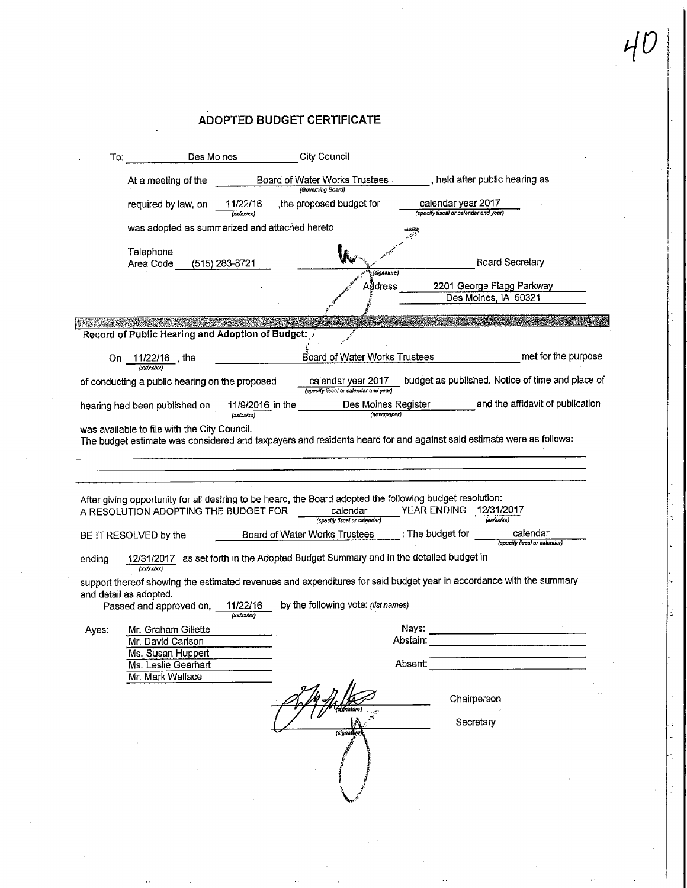40

# ADOPTED BUDGET CERTIFICATE

To: Des Moines City Council

At a meeting of the Board of Water Works Trustees (Governing Board), held after public hearing as required by law, on 11/22/16 (xx/xx/xx), the proposed budget for calendar year 2017 (specify fiscal or calendar and year) was adopted as summarized and attached hereto.

Telephone
Area Code (515) 283-8721

(signature) Board Secretary

Address 2201 George Flagg Parkway
Des Moines, IA 50321

**Record of Public Hearing and Adoption of Budget:**

On 11/22/16 (xx/xx/xx), the Board of Water Works Trustees met for the purpose of conducting a public hearing on the proposed calendar year 2017 (specify fiscal or calendar and year) budget as published. Notice of time and place of hearing had been published on 11/9/2016 (xx/xx/xx) in the Des Moines Register (newspaper) and the affidavit of publication was available to file with the City Council.

The budget estimate was considered and taxpayers and residents heard for and against said estimate were as follows:

After giving opportunity for all desiring to be heard, the Board adopted the following budget resolution:

A RESOLUTION ADOPTING THE BUDGET FOR calendar (specify fiscal or calendar) YEAR ENDING 12/31/2017 (xx/xx/xx)

BE IT RESOLVED by the Board of Water Works Trustees : The budget for calendar (specify fiscal or calendar) ending 12/31/2017 (xx/xx/xx) as set forth in the Adopted Budget Summary and in the detailed budget in support thereof showing the estimated revenues and expenditures for said budget year in accordance with the summary and detail as adopted.

Passed and approved on, 11/22/16 (xx/xx/xx) by the following vote: (list names)

Ayes:
Mr. Graham Gillette
Mr. David Carlson
Ms. Susan Huppert
Ms. Leslie Gearhart
Mr. Mark Wallace

Nays:
Abstain:
Absent:

(signature) Chairperson

(signature) Secretary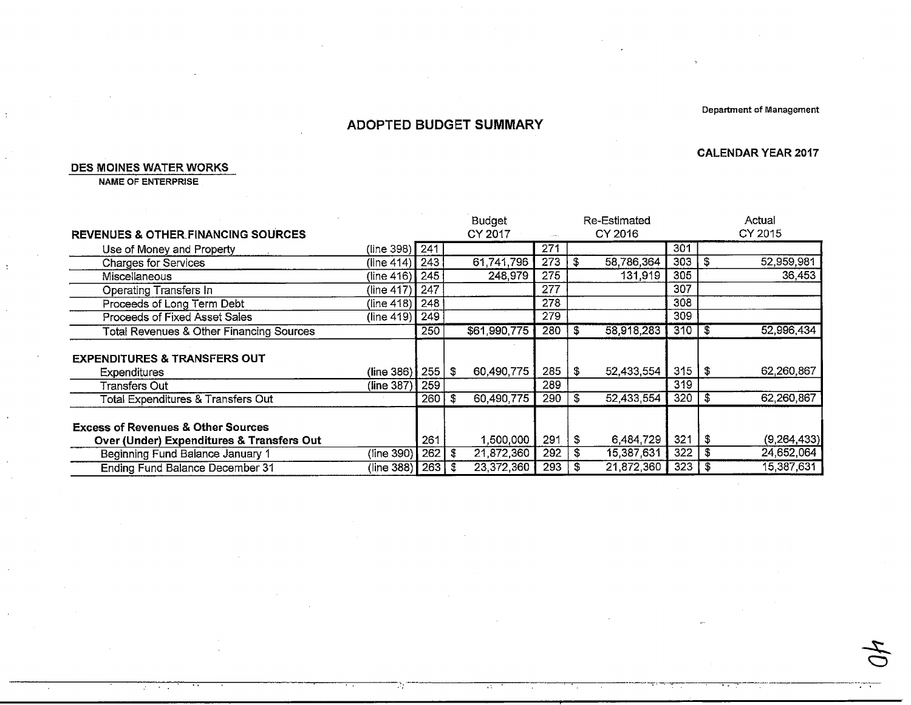Department of Management

# ADOPTED BUDGET SUMMARY

**CALENDAR YEAR 2017**

**DES MOINES WATER WORKS**
**NAME OF ENTERPRISE**

| REVENUES & OTHER FINANCING SOURCES | | | Budget CY 2017 | | Re-Estimated CY 2016 | | Actual CY 2015 |
|---|---|---|---|---|---|---|---|
| Use of Money and Property | (line 398) | 241 | | 271 | | 301 | |
| Charges for Services | (line 414) | 243 | 61,741,796 | 273 | $ 58,786,364 | 303 | $ 52,959,981 |
| Miscellaneous | (line 416) | 245 | 248,979 | 275 | 131,919 | 305 | 36,453 |
| Operating Transfers In | (line 417) | 247 | | 277 | | 307 | |
| Proceeds of Long Term Debt | (line 418) | 248 | | 278 | | 308 | |
| Proceeds of Fixed Asset Sales | (line 419) | 249 | | 279 | | 309 | |
| Total Revenues & Other Financing Sources | | 250 | $61,990,775 | 280 | $ 58,918,283 | 310 | $ 52,996,434 |
| **EXPENDITURES & TRANSFERS OUT** | | | | | | | |
| Expenditures | (line 386) | 255 | $ 60,490,775 | 285 | $ 52,433,554 | 315 | $ 62,260,867 |
| Transfers Out | (line 387) | 259 | | 289 | | 319 | |
| Total Expenditures & Transfers Out | | 260 | $ 60,490,775 | 290 | $ 52,433,554 | 320 | $ 62,260,867 |
| **Excess of Revenues & Other Sources Over (Under) Expenditures & Transfers Out** | | 261 | 1,500,000 | 291 | $ 6,484,729 | 321 | $ (9,264,433) |
| Beginning Fund Balance January 1 | (line 390) | 262 | $ 21,872,360 | 292 | $ 15,387,631 | 322 | $ 24,652,064 |
| Ending Fund Balance December 31 | (line 388) | 263 | $ 23,372,360 | 293 | $ 21,872,360 | 323 | $ 15,387,631 |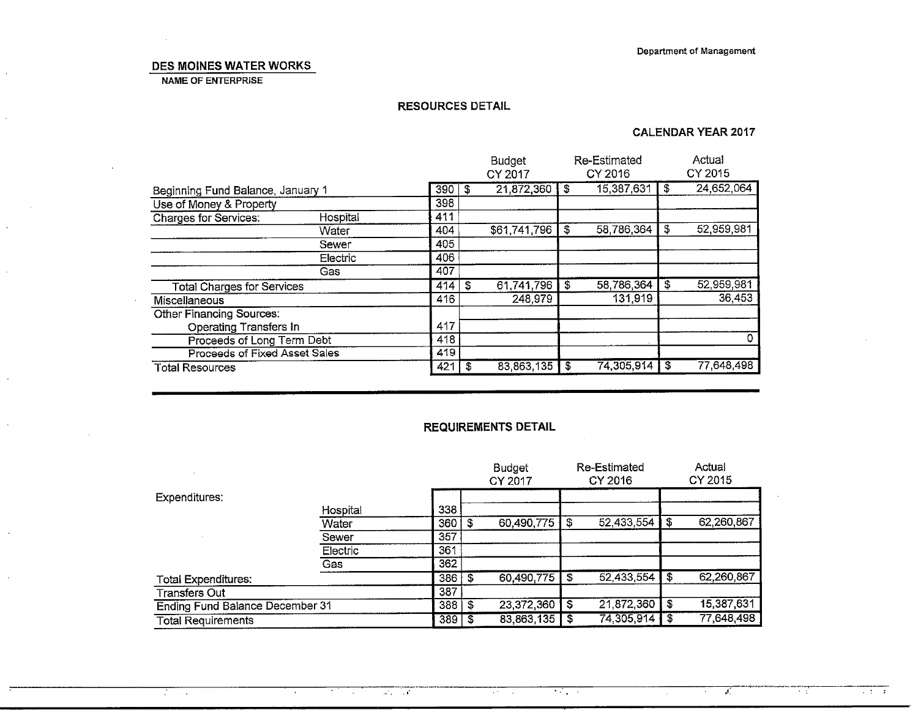Department of Management

**DES MOINES WATER WORKS**
NAME OF ENTERPRISE

## RESOURCES DETAIL

**CALENDAR YEAR 2017**

| | | | Budget CY 2017 | Re-Estimated CY 2016 | Actual CY 2015 |
|---|---|---|---|---|---|
| Beginning Fund Balance, January 1 | | 390 | $ 21,872,360 | $ 15,387,631 | $ 24,652,064 |
| Use of Money & Property | | 398 | | | |
| Charges for Services: | Hospital | 411 | | | |
| | Water | 404 | $61,741,796 | $ 58,786,364 | $ 52,959,981 |
| | Sewer | 405 | | | |
| | Electric | 406 | | | |
| | Gas | 407 | | | |
| Total Charges for Services | | 414 | $ 61,741,796 | $ 58,786,364 | $ 52,959,981 |
| Miscellaneous | | 416 | 248,979 | 131,919 | 36,453 |
| Other Financing Sources: | | | | | |
| Operating Transfers In | | 417 | | | |
| Proceeds of Long Term Debt | | 418 | | | 0 |
| Proceeds of Fixed Asset Sales | | 419 | | | |
| Total Resources | | 421 | $ 83,863,135 | $ 74,305,914 | $ 77,648,498 |

## REQUIREMENTS DETAIL

| | | | Budget CY 2017 | Re-Estimated CY 2016 | Actual CY 2015 |
|---|---|---|---|---|---|
| Expenditures: | | | | | |
| | Hospital | 338 | | | |
| | Water | 360 | $ 60,490,775 | $ 52,433,554 | $ 62,260,867 |
| | Sewer | 357 | | | |
| | Electric | 361 | | | |
| | Gas | 362 | | | |
| Total Expenditures: | | 386 | $ 60,490,775 | $ 52,433,554 | $ 62,260,867 |
| Transfers Out | | 387 | | | |
| Ending Fund Balance December 31 | | 388 | $ 23,372,360 | $ 21,872,360 | $ 15,387,631 |
| Total Requirements | | 389 | $ 83,863,135 | $ 74,305,914 | $ 77,648,498 |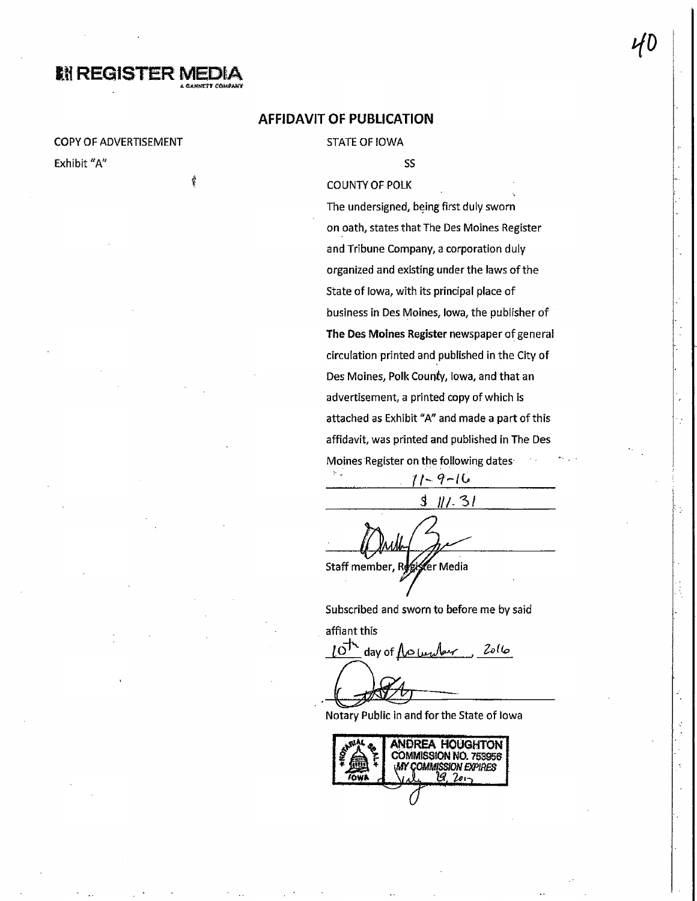# REGISTER MEDIA

A GANNETT COMPANY

## AFFIDAVIT OF PUBLICATION

COPY OF ADVERTISEMENT

Exhibit "A"

STATE OF IOWA

SS

COUNTY OF POLK

The undersigned, being first duly sworn on oath, states that The Des Moines Register and Tribune Company, a corporation duly organized and existing under the laws of the State of Iowa, with its principal place of business in Des Moines, Iowa, the publisher of **The Des Moines Register** newspaper of general circulation printed and published in the City of Des Moines, Polk County, Iowa, and that an advertisement, a printed copy of which is attached as Exhibit "A" and made a part of this affidavit, was printed and published in The Des Moines Register on the following dates:

11-9-16

$ 111.31

Staff member, Register Media

Subscribed and sworn to before me by said affiant this

10th day of November, 2016

Notary Public in and for the State of Iowa

NOTARIAL SEAL IOWA
ANDREA HOUGHTON
COMMISSION NO. 753956
MY COMMISSION EXPIRES
July 19, 2017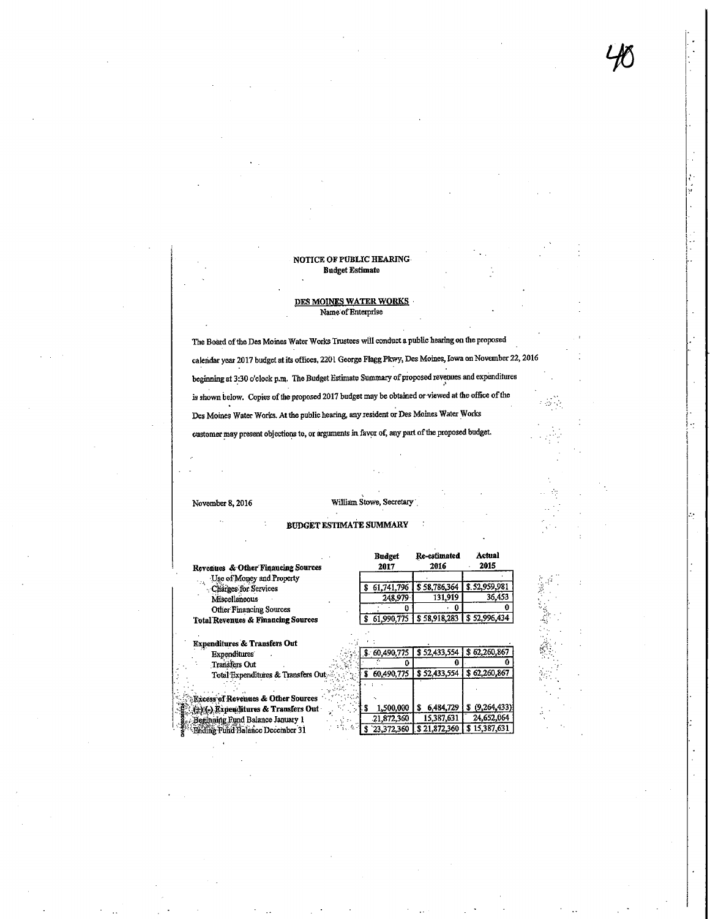# NOTICE OF PUBLIC HEARING

**Budget Estimate**

**DES MOINES WATER WORKS**

Name of Enterprise

The Board of the Des Moines Water Works Trustees will conduct a public hearing on the proposed calendar year 2017 budget at its offices, 2201 George Flagg Pkwy, Des Moines, Iowa on November 22, 2016 beginning at 3:30 o'clock p.m. The Budget Estimate Summary of proposed revenues and expenditures is shown below. Copies of the proposed 2017 budget may be obtained or viewed at the office of the Des Moines Water Works. At the public hearing, any resident or Des Moines Water Works customer may present objections to, or arguments in favor of, any part of the proposed budget.

November 8, 2016

William Stowe, Secretary

**BUDGET ESTIMATE SUMMARY**

| | Budget 2017 | Re-estimated 2016 | Actual 2015 |
|---|---|---|---|
| **Revenues & Other Financing Sources** | | | |
| Use of Money and Property | | | |
| Charges for Services | $ 61,741,796 | $ 58,786,364 | $ 52,959,981 |
| Miscellaneous | 248,979 | 131,919 | 36,453 |
| Other Financing Sources | 0 | 0 | 0 |
| **Total Revenues & Financing Sources** | $ 61,990,775 | $ 58,918,283 | $ 52,996,434 |
| | | | |
| **Expenditures & Transfers Out** | | | |
| Expenditures | $ 60,490,775 | $ 52,433,554 | $ 62,260,867 |
| Transfers Out | 0 | 0 | 0 |
| Total Expenditures & Transfers Out | $ 60,490,775 | $ 52,433,554 | $ 62,260,867 |
| | | | |
| Excess of Revenues & Other Sources (+)(-) Expenditures & Transfers Out | $ 1,500,000 | $ 6,484,729 | $ (9,264,433) |
| Beginning Fund Balance January 1 | 21,872,360 | 15,387,631 | 24,652,064 |
| Ending Fund Balance December 31 | $ 23,372,360 | $ 21,872,360 | $ 15,387,631 |